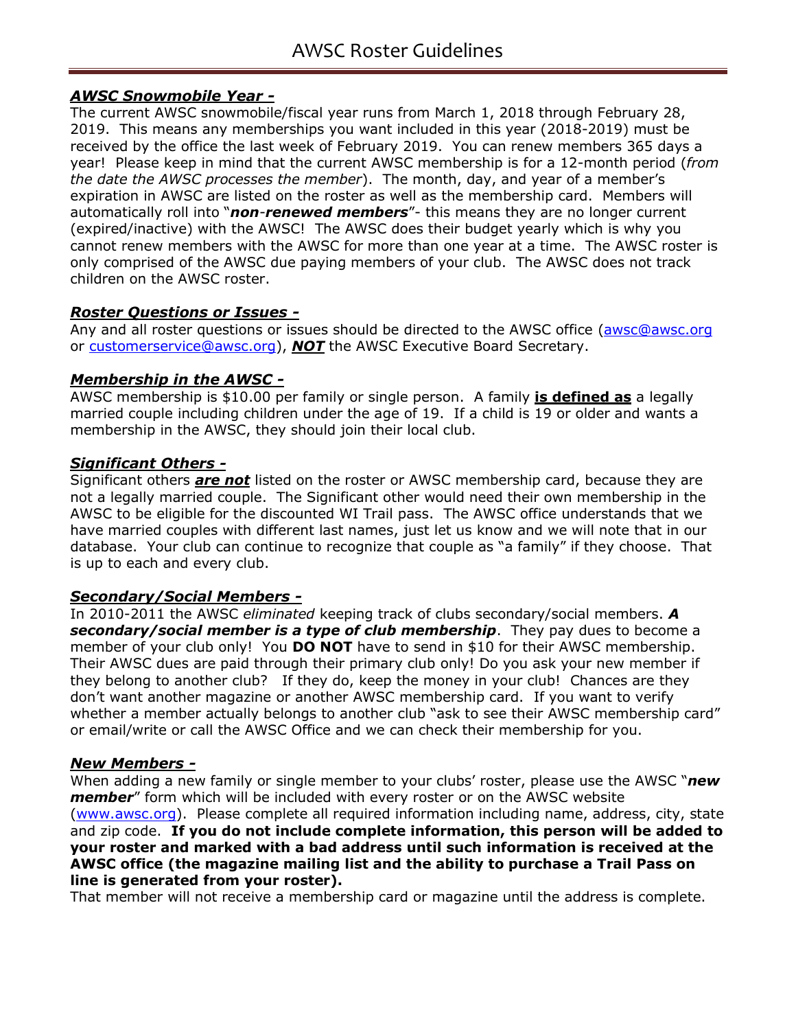# AWSC Roster Guidelines

## ***AWSC Snowmobile Year -***

The current AWSC snowmobile/fiscal year runs from March 1, 2018 through February 28, 2019. This means any memberships you want included in this year (2018-2019) must be received by the office the last week of February 2019. You can renew members 365 days a year! Please keep in mind that the current AWSC membership is for a 12-month period (*from the date the AWSC processes the member*). The month, day, and year of a member's expiration in AWSC are listed on the roster as well as the membership card. Members will automatically roll into "***non-renewed members***"- this means they are no longer current (expired/inactive) with the AWSC! The AWSC does their budget yearly which is why you cannot renew members with the AWSC for more than one year at a time. The AWSC roster is only comprised of the AWSC due paying members of your club. The AWSC does not track children on the AWSC roster.

## ***Roster Questions or Issues -***

Any and all roster questions or issues should be directed to the AWSC office (awsc@awsc.org or customerservice@awsc.org), ***NOT*** the AWSC Executive Board Secretary.

## ***Membership in the AWSC -***

AWSC membership is $10.00 per family or single person. A family **is defined as** a legally married couple including children under the age of 19. If a child is 19 or older and wants a membership in the AWSC, they should join their local club.

## ***Significant Others -***

Significant others ***are not*** listed on the roster or AWSC membership card, because they are not a legally married couple. The Significant other would need their own membership in the AWSC to be eligible for the discounted WI Trail pass. The AWSC office understands that we have married couples with different last names, just let us know and we will note that in our database. Your club can continue to recognize that couple as "a family" if they choose. That is up to each and every club.

## ***Secondary/Social Members -***

In 2010-2011 the AWSC *eliminated* keeping track of clubs secondary/social members. ***A secondary/social member is a type of club membership***. They pay dues to become a member of your club only! You **DO NOT** have to send in $10 for their AWSC membership. Their AWSC dues are paid through their primary club only! Do you ask your new member if they belong to another club? If they do, keep the money in your club! Chances are they don't want another magazine or another AWSC membership card. If you want to verify whether a member actually belongs to another club "ask to see their AWSC membership card" or email/write or call the AWSC Office and we can check their membership for you.

## ***New Members -***

When adding a new family or single member to your clubs' roster, please use the AWSC "***new member***" form which will be included with every roster or on the AWSC website (www.awsc.org). Please complete all required information including name, address, city, state and zip code. **If you do not include complete information, this person will be added to your roster and marked with a bad address until such information is received at the AWSC office (the magazine mailing list and the ability to purchase a Trail Pass on line is generated from your roster).**

That member will not receive a membership card or magazine until the address is complete.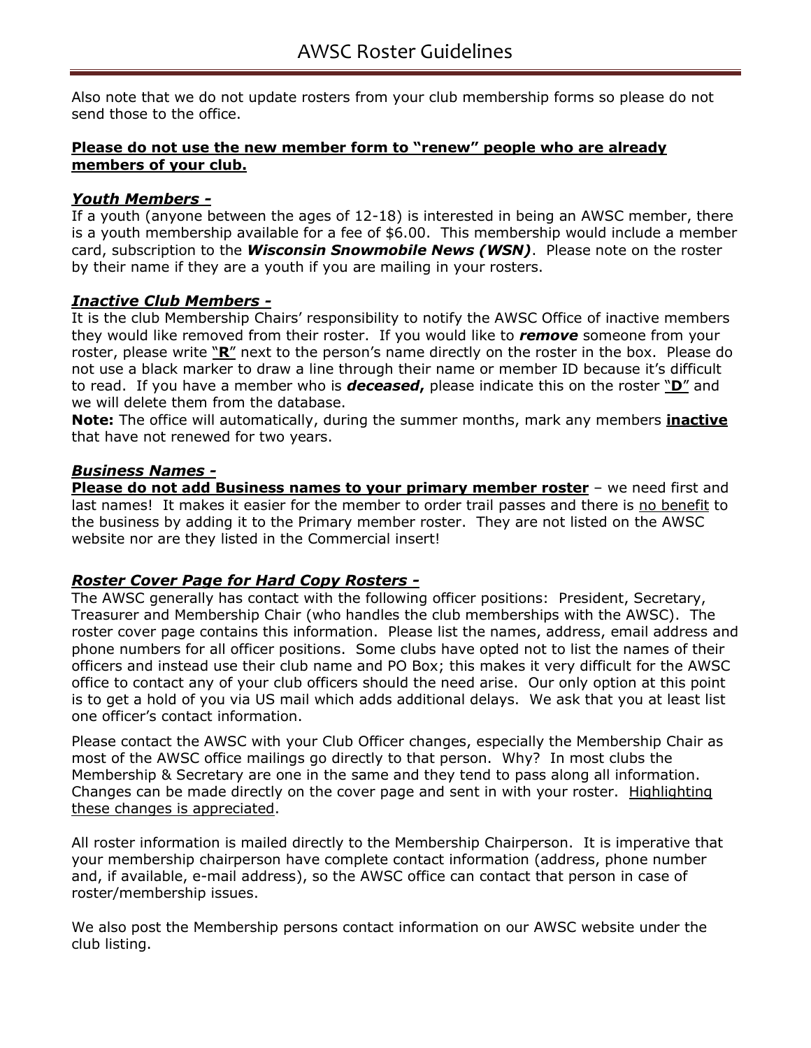Also note that we do not update rosters from your club membership forms so please do not send those to the office.

**Please do not use the new member form to "renew" people who are already members of your club.**

### ***Youth Members -***

If a youth (anyone between the ages of 12-18) is interested in being an AWSC member, there is a youth membership available for a fee of $6.00. This membership would include a member card, subscription to the ***Wisconsin Snowmobile News (WSN)***. Please note on the roster by their name if they are a youth if you are mailing in your rosters.

### ***Inactive Club Members -***

It is the club Membership Chairs' responsibility to notify the AWSC Office of inactive members they would like removed from their roster. If you would like to ***remove*** someone from your roster, please write "**R**" next to the person's name directly on the roster in the box. Please do not use a black marker to draw a line through their name or member ID because it's difficult to read. If you have a member who is ***deceased***, please indicate this on the roster "**D**" and we will delete them from the database.

**Note:** The office will automatically, during the summer months, mark any members **inactive** that have not renewed for two years.

### ***Business Names -***

**Please do not add Business names to your primary member roster** – we need first and last names! It makes it easier for the member to order trail passes and there is no benefit to the business by adding it to the Primary member roster. They are not listed on the AWSC website nor are they listed in the Commercial insert!

### ***Roster Cover Page for Hard Copy Rosters -***

The AWSC generally has contact with the following officer positions: President, Secretary, Treasurer and Membership Chair (who handles the club memberships with the AWSC). The roster cover page contains this information. Please list the names, address, email address and phone numbers for all officer positions. Some clubs have opted not to list the names of their officers and instead use their club name and PO Box; this makes it very difficult for the AWSC office to contact any of your club officers should the need arise. Our only option at this point is to get a hold of you via US mail which adds additional delays. We ask that you at least list one officer's contact information.

Please contact the AWSC with your Club Officer changes, especially the Membership Chair as most of the AWSC office mailings go directly to that person. Why? In most clubs the Membership & Secretary are one in the same and they tend to pass along all information. Changes can be made directly on the cover page and sent in with your roster. Highlighting these changes is appreciated.

All roster information is mailed directly to the Membership Chairperson. It is imperative that your membership chairperson have complete contact information (address, phone number and, if available, e-mail address), so the AWSC office can contact that person in case of roster/membership issues.

We also post the Membership persons contact information on our AWSC website under the club listing.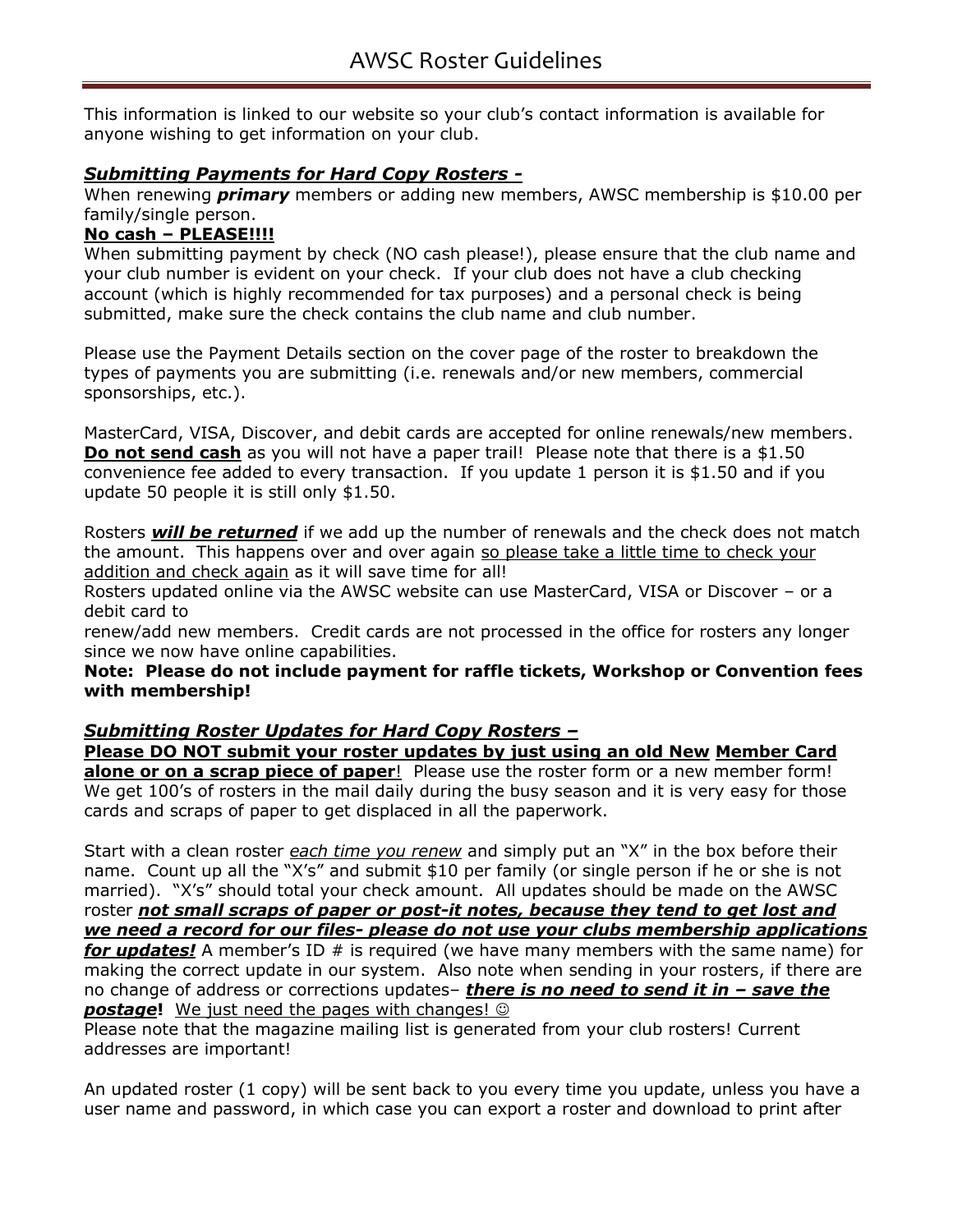This information is linked to our website so your club's contact information is available for anyone wishing to get information on your club.

### ***Submitting Payments for Hard Copy Rosters -***

When renewing ***primary*** members or adding new members, AWSC membership is $10.00 per family/single person.

**No cash – PLEASE!!!!**

When submitting payment by check (NO cash please!), please ensure that the club name and your club number is evident on your check. If your club does not have a club checking account (which is highly recommended for tax purposes) and a personal check is being submitted, make sure the check contains the club name and club number.

Please use the Payment Details section on the cover page of the roster to breakdown the types of payments you are submitting (i.e. renewals and/or new members, commercial sponsorships, etc.).

MasterCard, VISA, Discover, and debit cards are accepted for online renewals/new members. **Do not send cash** as you will not have a paper trail! Please note that there is a $1.50 convenience fee added to every transaction. If you update 1 person it is $1.50 and if you update 50 people it is still only $1.50.

Rosters ***will be returned*** if we add up the number of renewals and the check does not match the amount. This happens over and over again so please take a little time to check your addition and check again as it will save time for all!

Rosters updated online via the AWSC website can use MasterCard, VISA or Discover – or a debit card to

renew/add new members. Credit cards are not processed in the office for rosters any longer since we now have online capabilities.

**Note: Please do not include payment for raffle tickets, Workshop or Convention fees with membership!**

### ***Submitting Roster Updates for Hard Copy Rosters –***

**Please DO NOT submit your roster updates by just using an old New Member Card alone or on a scrap piece of paper**! Please use the roster form or a new member form! We get 100's of rosters in the mail daily during the busy season and it is very easy for those cards and scraps of paper to get displaced in all the paperwork.

Start with a clean roster *each time you renew* and simply put an "X" in the box before their name. Count up all the "X's" and submit $10 per family (or single person if he or she is not married). "X's" should total your check amount. All updates should be made on the AWSC roster ***not small scraps of paper or post-it notes, because they tend to get lost and we need a record for our files- please do not use your clubs membership applications for updates!*** A member's ID # is required (we have many members with the same name) for making the correct update in our system. Also note when sending in your rosters, if there are no change of address or corrections updates– ***there is no need to send it in – save the postage!*** We just need the pages with changes! ☺

Please note that the magazine mailing list is generated from your club rosters! Current addresses are important!

An updated roster (1 copy) will be sent back to you every time you update, unless you have a user name and password, in which case you can export a roster and download to print after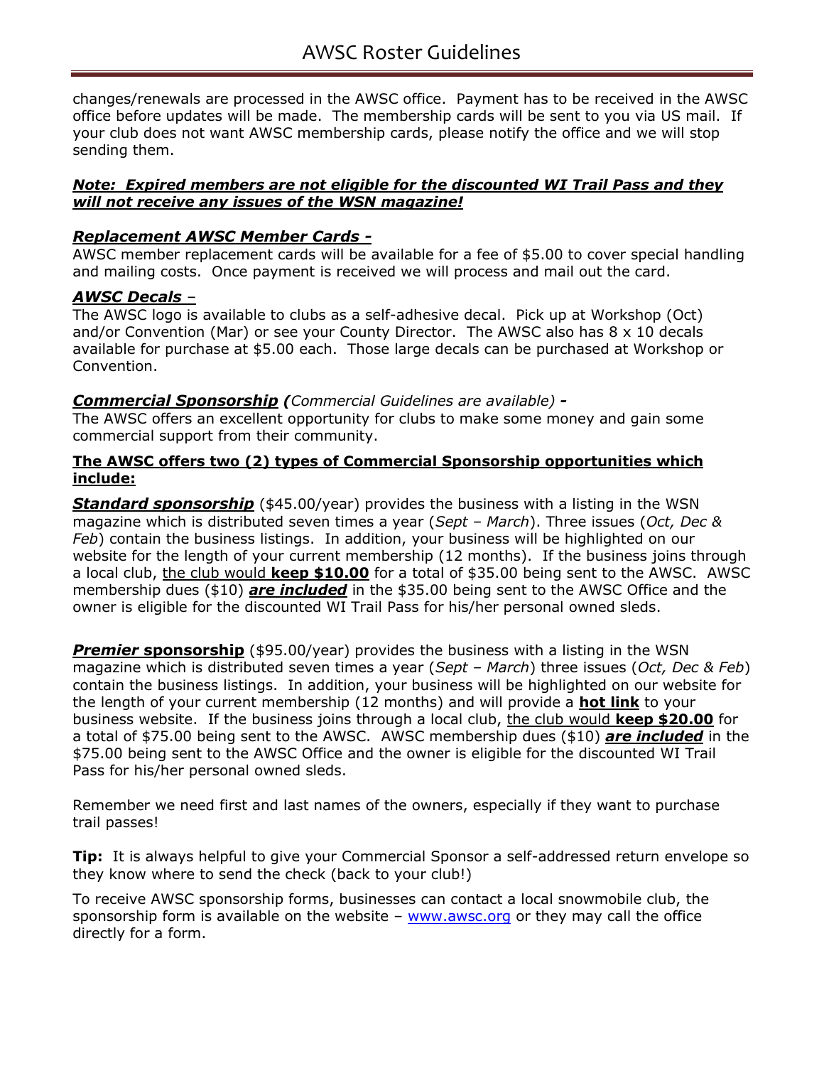changes/renewals are processed in the AWSC office. Payment has to be received in the AWSC office before updates will be made. The membership cards will be sent to you via US mail. If your club does not want AWSC membership cards, please notify the office and we will stop sending them.

***Note: Expired members are not eligible for the discounted WI Trail Pass and they will not receive any issues of the WSN magazine!***

### ***Replacement AWSC Member Cards -***

AWSC member replacement cards will be available for a fee of $5.00 to cover special handling and mailing costs. Once payment is received we will process and mail out the card.

### ***AWSC Decals*** –

The AWSC logo is available to clubs as a self-adhesive decal. Pick up at Workshop (Oct) and/or Convention (Mar) or see your County Director. The AWSC also has 8 x 10 decals available for purchase at $5.00 each. Those large decals can be purchased at Workshop or Convention.

### ***Commercial Sponsorship (****Commercial Guidelines are available)* ***-***

The AWSC offers an excellent opportunity for clubs to make some money and gain some commercial support from their community.

**The AWSC offers two (2) types of Commercial Sponsorship opportunities which include:**

***Standard sponsorship*** ($45.00/year) provides the business with a listing in the WSN magazine which is distributed seven times a year (*Sept – March*). Three issues (*Oct, Dec & Feb*) contain the business listings. In addition, your business will be highlighted on our website for the length of your current membership (12 months). If the business joins through a local club, the club would **keep $10.00** for a total of $35.00 being sent to the AWSC. AWSC membership dues ($10) ***are included*** in the $35.00 being sent to the AWSC Office and the owner is eligible for the discounted WI Trail Pass for his/her personal owned sleds.

***Premier* sponsorship** ($95.00/year) provides the business with a listing in the WSN magazine which is distributed seven times a year (*Sept – March*) three issues (*Oct, Dec & Feb*) contain the business listings. In addition, your business will be highlighted on our website for the length of your current membership (12 months) and will provide a **hot link** to your business website. If the business joins through a local club, the club would **keep $20.00** for a total of $75.00 being sent to the AWSC. AWSC membership dues ($10) ***are included*** in the $75.00 being sent to the AWSC Office and the owner is eligible for the discounted WI Trail Pass for his/her personal owned sleds.

Remember we need first and last names of the owners, especially if they want to purchase trail passes!

**Tip:** It is always helpful to give your Commercial Sponsor a self-addressed return envelope so they know where to send the check (back to your club!)

To receive AWSC sponsorship forms, businesses can contact a local snowmobile club, the sponsorship form is available on the website – www.awsc.org or they may call the office directly for a form.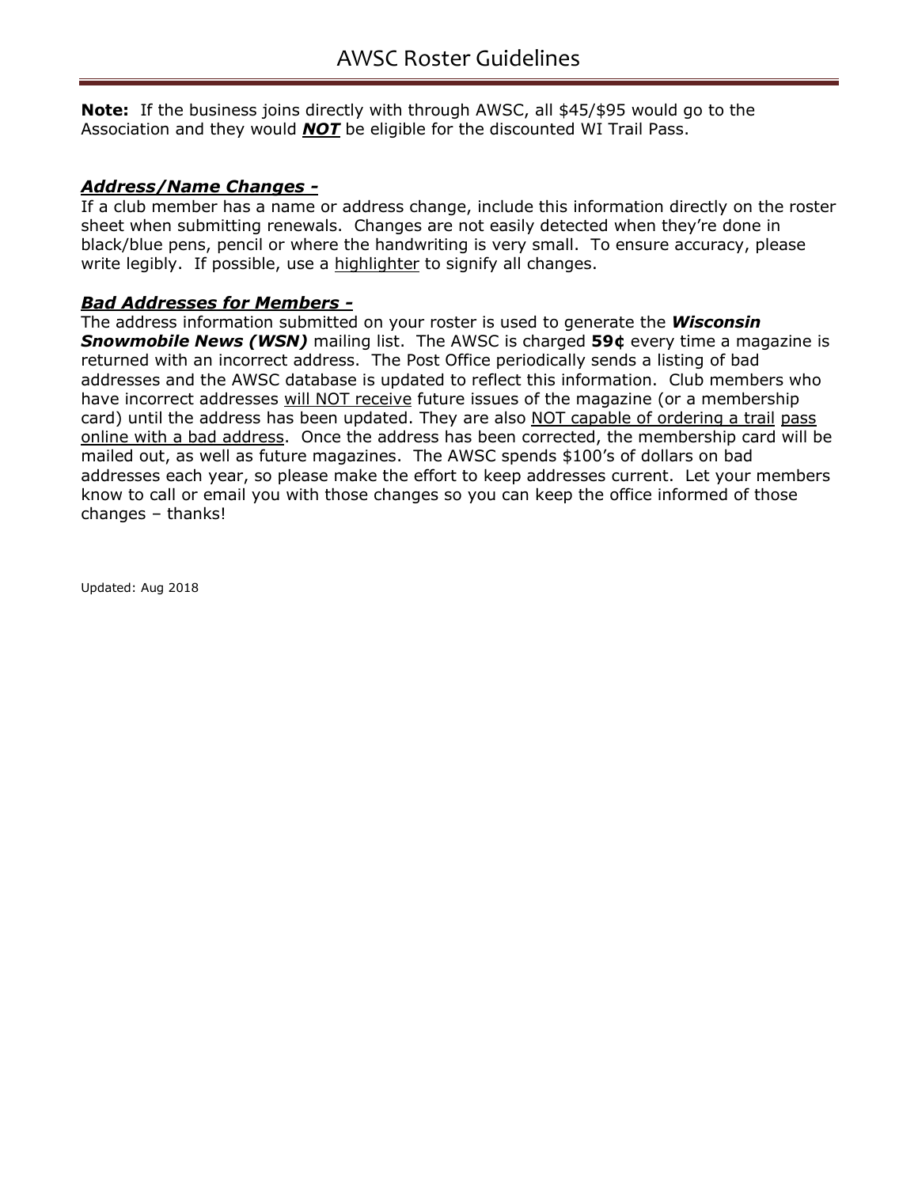**Note:** If the business joins directly with through AWSC, all $45/$95 would go to the Association and they would ***NOT*** be eligible for the discounted WI Trail Pass.

## ***Address/Name Changes -***

If a club member has a name or address change, include this information directly on the roster sheet when submitting renewals. Changes are not easily detected when they're done in black/blue pens, pencil or where the handwriting is very small. To ensure accuracy, please write legibly. If possible, use a highlighter to signify all changes.

## ***Bad Addresses for Members -***

The address information submitted on your roster is used to generate the ***Wisconsin Snowmobile News (WSN)*** mailing list. The AWSC is charged **59¢** every time a magazine is returned with an incorrect address. The Post Office periodically sends a listing of bad addresses and the AWSC database is updated to reflect this information. Club members who have incorrect addresses will NOT receive future issues of the magazine (or a membership card) until the address has been updated. They are also NOT capable of ordering a trail pass online with a bad address. Once the address has been corrected, the membership card will be mailed out, as well as future magazines. The AWSC spends $100's of dollars on bad addresses each year, so please make the effort to keep addresses current. Let your members know to call or email you with those changes so you can keep the office informed of those changes – thanks!

Updated: Aug 2018